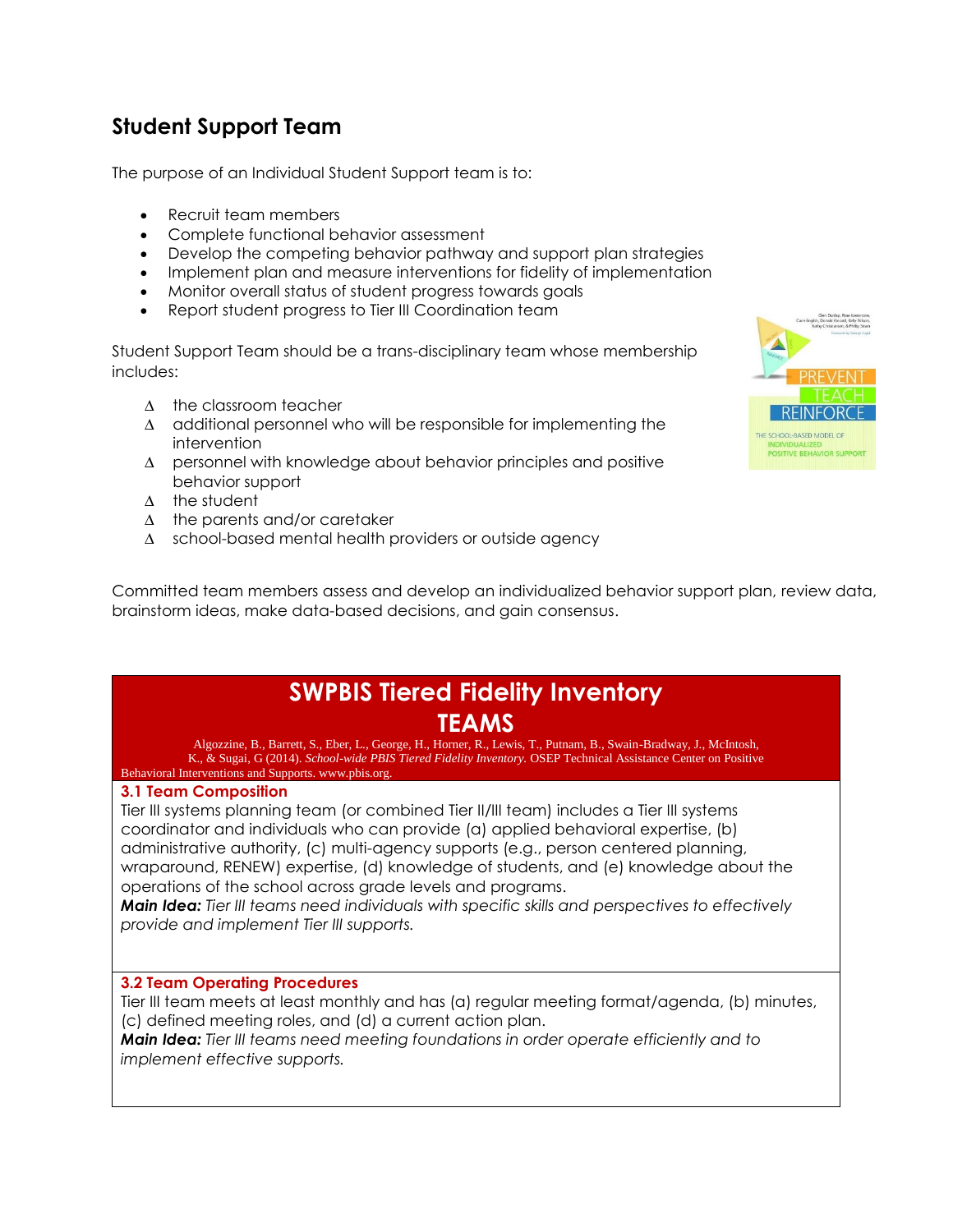## Student Support Team

The purpose of an Individual Student Support team is to:

- Recruit team members
- Complete functional behavior assessment
- Develop the competing behavior pathway and support plan strategies
- Implement plan and measure interventions for fidelity of implementation
- Monitor overall status of student progress towards goals
- Report student progress to Tier III Coordination team

Student Support Team should be a trans-disciplinary team whose membership includes:

- ∆ the classroom teacher
- ∆ additional personnel who will be responsible for implementing the intervention
- ∆ personnel with knowledge about behavior principles and positive behavior support
- ∆ the student
- ∆ the parents and/or caretaker
- ∆ school-based mental health providers or outside agency

Committed team members assess and develop an individualized behavior support plan, review data, brainstorm ideas, make data-based decisions, and gain consensus.

## SWPBIS Tiered Fidelity Inventory
## TEAMS

Algozzine, B., Barrett, S., Eber, L., George, H., Horner, R., Lewis, T., Putnam, B., Swain-Bradway, J., McIntosh, K., & Sugai, G (2014). *School-wide PBIS Tiered Fidelity Inventory.* OSEP Technical Assistance Center on Positive Behavioral Interventions and Supports. www.pbis.org.

### 3.1 Team Composition

Tier III systems planning team (or combined Tier II/III team) includes a Tier III systems coordinator and individuals who can provide (a) applied behavioral expertise, (b) administrative authority, (c) multi-agency supports (e.g., person centered planning, wraparound, RENEW) expertise, (d) knowledge of students, and (e) knowledge about the operations of the school across grade levels and programs.

***Main Idea:*** *Tier III teams need individuals with specific skills and perspectives to effectively provide and implement Tier III supports.*

### 3.2 Team Operating Procedures

Tier III team meets at least monthly and has (a) regular meeting format/agenda, (b) minutes, (c) defined meeting roles, and (d) a current action plan.

***Main Idea:*** *Tier III teams need meeting foundations in order operate efficiently and to implement effective supports.*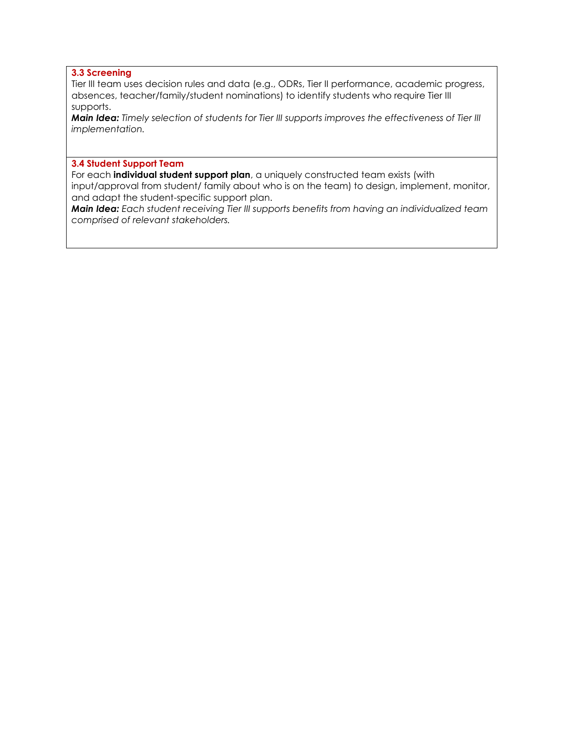### 3.3 Screening

Tier III team uses decision rules and data (e.g., ODRs, Tier II performance, academic progress, absences, teacher/family/student nominations) to identify students who require Tier III supports.

***Main Idea:*** *Timely selection of students for Tier III supports improves the effectiveness of Tier III implementation.*

### 3.4 Student Support Team

For each **individual student support plan**, a uniquely constructed team exists (with input/approval from student/ family about who is on the team) to design, implement, monitor, and adapt the student-specific support plan.

***Main Idea:*** *Each student receiving Tier III supports benefits from having an individualized team comprised of relevant stakeholders.*